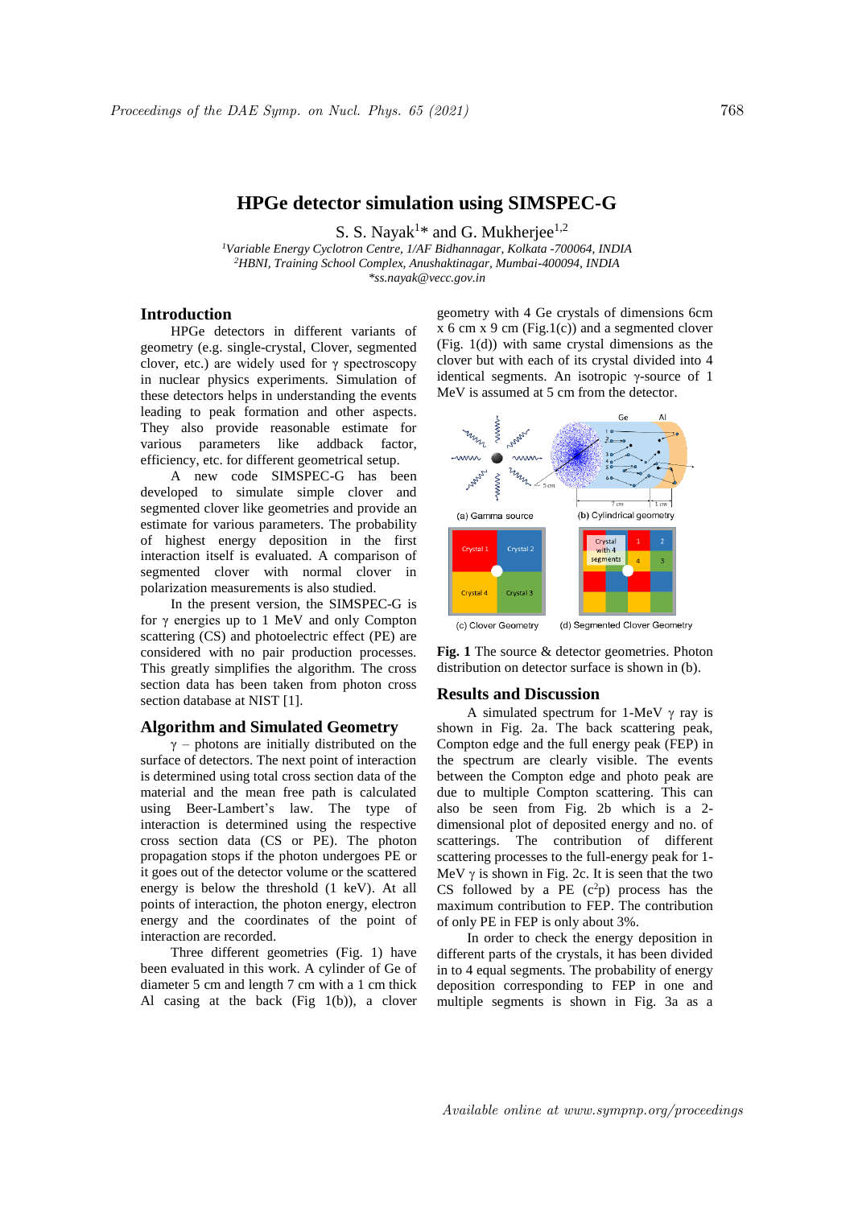# HPGe detector simulation using SIMSPEC-G

S. S. Nayak[1]* and G. Mukherjee[1,2]

[1]*Variable Energy Cyclotron Centre, 1/AF Bidhannagar, Kolkata -700064, INDIA*
[2]*HBNI, Training School Complex, Anushaktinagar, Mumbai-400094, INDIA*
*\*ss.nayak@vecc.gov.in*

## Introduction

HPGe detectors in different variants of geometry (e.g. single-crystal, Clover, segmented clover, etc.) are widely used for γ spectroscopy in nuclear physics experiments. Simulation of these detectors helps in understanding the events leading to peak formation and other aspects. They also provide reasonable estimate for various parameters like addback factor, efficiency, etc. for different geometrical setup.

A new code SIMSPEC-G has been developed to simulate simple clover and segmented clover like geometries and provide an estimate for various parameters. The probability of highest energy deposition in the first interaction itself is evaluated. A comparison of segmented clover with normal clover in polarization measurements is also studied.

In the present version, the SIMSPEC-G is for γ energies up to 1 MeV and only Compton scattering (CS) and photoelectric effect (PE) are considered with no pair production processes. This greatly simplifies the algorithm. The cross section data has been taken from photon cross section database at NIST [1].

## Algorithm and Simulated Geometry

γ – photons are initially distributed on the surface of detectors. The next point of interaction is determined using total cross section data of the material and the mean free path is calculated using Beer-Lambert's law. The type of interaction is determined using the respective cross section data (CS or PE). The photon propagation stops if the photon undergoes PE or it goes out of the detector volume or the scattered energy is below the threshold (1 keV). At all points of interaction, the photon energy, electron energy and the coordinates of the point of interaction are recorded.

Three different geometries (Fig. 1) have been evaluated in this work. A cylinder of Ge of diameter 5 cm and length 7 cm with a 1 cm thick Al casing at the back (Fig 1(b)), a clover geometry with 4 Ge crystals of dimensions 6cm x 6 cm x 9 cm (Fig.1(c)) and a segmented clover (Fig. 1(d)) with same crystal dimensions as the clover but with each of its crystal divided into 4 identical segments. An isotropic γ-source of 1 MeV is assumed at 5 cm from the detector.

**Fig. 1** The source & detector geometries. Photon distribution on detector surface is shown in (b).

## Results and Discussion

A simulated spectrum for 1-MeV γ ray is shown in Fig. 2a. The back scattering peak, Compton edge and the full energy peak (FEP) in the spectrum are clearly visible. The events between the Compton edge and photo peak are due to multiple Compton scattering. This can also be seen from Fig. 2b which is a 2-dimensional plot of deposited energy and no. of scatterings. The contribution of different scattering processes to the full-energy peak for 1-MeV γ is shown in Fig. 2c. It is seen that the two CS followed by a PE ($c^2p$) process has the maximum contribution to FEP. The contribution of only PE in FEP is only about 3%.

In order to check the energy deposition in different parts of the crystals, it has been divided in to 4 equal segments. The probability of energy deposition corresponding to FEP in one and multiple segments is shown in Fig. 3a as a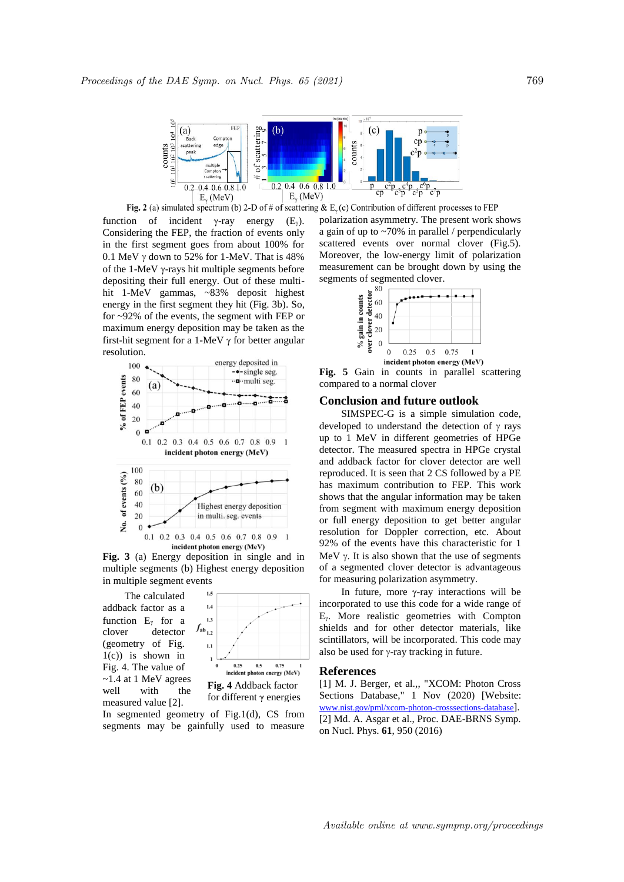(a)
counts
$10^0$ $10^1$ $10^2$ $10^3$ $10^4$ $10^5$
FEP
Back scattering peak
Compton edge
multiple Compton scattering
0.2 0.4 0.6 0.8 1.0
$E_\gamma$ (MeV)

(b)
# of scattering
1 3 5 7 9
0.2 0.4 0.6 0.8 1.0
$E_\gamma$ (MeV)

(c)
counts
p cp $c^2$p $c^3$p $c^4$p $c^5$p $c^6$p $c^7$p

**Fig. 2** (a) simulated spectrum (b) 2-D of # of scattering & $E_\gamma$ (c) Contribution of different processes to FEP

function of incident γ-ray energy ($E_\gamma$). Considering the FEP, the fraction of events only in the first segment goes from about 100% for 0.1 MeV γ down to 52% for 1-MeV. That is 48% of the 1-MeV γ-rays hit multiple segments before depositing their full energy. Out of these multi-hit 1-MeV gammas, ~83% deposit highest energy in the first segment they hit (Fig. 3b). So, for ~92% of the events, the segment with FEP or maximum energy deposition may be taken as the first-hit segment for a 1-MeV γ for better angular resolution.

(a)
% of FEP events
energy deposited in
single seg.
multi seg.
incident photon energy (MeV)

(b)
No. of events (%)
Highest energy deposition in multi. seg. events
incident photon energy (MeV)

**Fig. 3** (a) Energy deposition in single and in multiple segments (b) Highest energy deposition in multiple segment events

The calculated addback factor as a function $E_\gamma$ for a clover detector (geometry of Fig. 1(c)) is shown in Fig. 4. The value of ~1.4 at 1 MeV agrees well with the measured value [2].

$f_{ab}$
incident photon energy (MeV)

**Fig. 4** Addback factor for different γ energies

In segmented geometry of Fig.1(d), CS from segments may be gainfully used to measure polarization asymmetry. The present work shows a gain of up to ~70% in parallel / perpendicularly scattered events over normal clover (Fig.5). Moreover, the low-energy limit of polarization measurement can be brought down by using the segments of segmented clover.

% gain in counts over clover detector
incident photon energy (MeV)

**Fig. 5** Gain in counts in parallel scattering compared to a normal clover

## Conclusion and future outlook

SIMSPEC-G is a simple simulation code, developed to understand the detection of γ rays up to 1 MeV in different geometries of HPGe detector. The measured spectra in HPGe crystal and addback factor for clover detector are well reproduced. It is seen that 2 CS followed by a PE has maximum contribution to FEP. This work shows that the angular information may be taken from segment with maximum energy deposition or full energy deposition to get better angular resolution for Doppler correction, etc. About 92% of the events have this characteristic for 1 MeV γ. It is also shown that the use of segments of a segmented clover detector is advantageous for measuring polarization asymmetry.

In future, more γ-ray interactions will be incorporated to use this code for a wide range of $E_\gamma$. More realistic geometries with Compton shields and for other detector materials, like scintillators, will be incorporated. This code may also be used for γ-ray tracking in future.

## References

[1] M. J. Berger, et al.,, "XCOM: Photon Cross Sections Database," 1 Nov (2020) [Website: www.nist.gov/pml/xcom-photon-crosssections-database].

[2] Md. A. Asgar et al., Proc. DAE-BRNS Symp. on Nucl. Phys. **61**, 950 (2016)